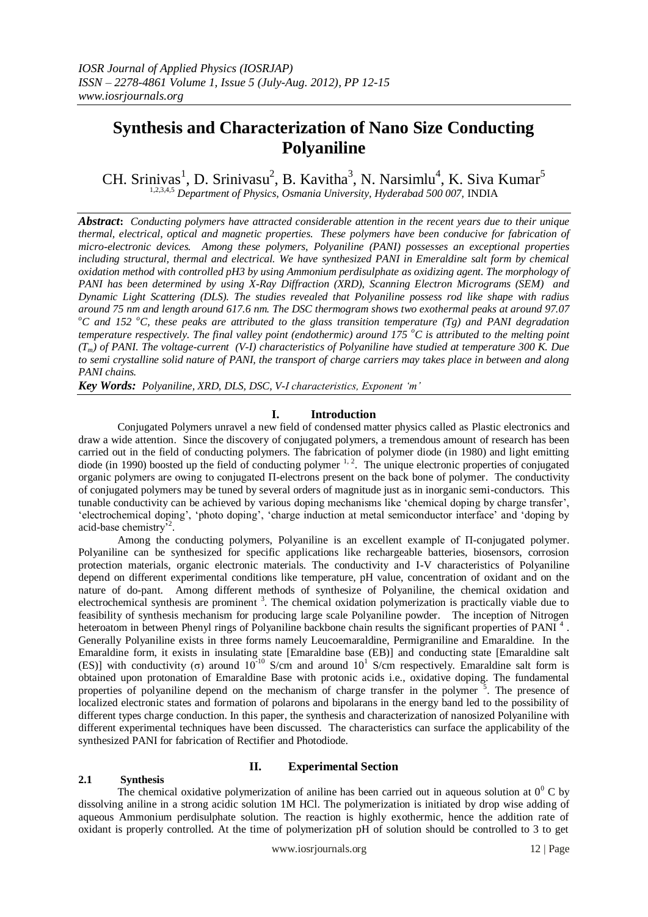# Synthesis and Characterization of Nano Size Conducting Polyaniline

CH. Srinivas[1], D. Srinivasu[2], B. Kavitha[3], N. Narsimlu[4], K. Siva Kumar[5]

[1,2,3,4,5] *Department of Physics, Osmania University, Hyderabad 500 007,* INDIA

***Abstract*:** *Conducting polymers have attracted considerable attention in the recent years due to their unique thermal, electrical, optical and magnetic properties. These polymers have been conducive for fabrication of micro-electronic devices. Among these polymers, Polyaniline (PANI) possesses an exceptional properties including structural, thermal and electrical. We have synthesized PANI in Emeraldine salt form by chemical oxidation method with controlled pH3 by using Ammonium perdisulphate as oxidizing agent. The morphology of PANI has been determined by using X-Ray Diffraction (XRD), Scanning Electron Micrograms (SEM) and Dynamic Light Scattering (DLS). The studies revealed that Polyaniline possess rod like shape with radius around 75 nm and length around 617.6 nm. The DSC thermogram shows two exothermal peaks at around 97.07 $^{o}C$ and 152 $^{o}C$, these peaks are attributed to the glass transition temperature (Tg) and PANI degradation temperature respectively. The final valley point (endothermic) around 175 $^{o}C$ is attributed to the melting point ($T_m$) of PANI. The voltage-current (V-I) characteristics of Polyaniline have studied at temperature 300 K. Due to semi crystalline solid nature of PANI, the transport of charge carriers may takes place in between and along PANI chains.*

***Key Words:*** *Polyaniline, XRD, DLS, DSC, V-I characteristics, Exponent 'm'*

## I. Introduction

Conjugated Polymers unravel a new field of condensed matter physics called as Plastic electronics and draw a wide attention. Since the discovery of conjugated polymers, a tremendous amount of research has been carried out in the field of conducting polymers. The fabrication of polymer diode (in 1980) and light emitting diode (in 1990) boosted up the field of conducting polymer [1, 2]. The unique electronic properties of conjugated organic polymers are owing to conjugated Π-electrons present on the back bone of polymer. The conductivity of conjugated polymers may be tuned by several orders of magnitude just as in inorganic semi-conductors. This tunable conductivity can be achieved by various doping mechanisms like 'chemical doping by charge transfer', 'electrochemical doping', 'photo doping', 'charge induction at metal semiconductor interface' and 'doping by acid-base chemistry'[2].

Among the conducting polymers, Polyaniline is an excellent example of Π-conjugated polymer. Polyaniline can be synthesized for specific applications like rechargeable batteries, biosensors, corrosion protection materials, organic electronic materials. The conductivity and I-V characteristics of Polyaniline depend on different experimental conditions like temperature, pH value, concentration of oxidant and on the nature of do-pant. Among different methods of synthesize of Polyaniline, the chemical oxidation and electrochemical synthesis are prominent [3]. The chemical oxidation polymerization is practically viable due to feasibility of synthesis mechanism for producing large scale Polyaniline powder. The inception of Nitrogen heteroatom in between Phenyl rings of Polyaniline backbone chain results the significant properties of PANI [4]. Generally Polyaniline exists in three forms namely Leucoemaraldine, Permigraniline and Emaraldine. In the Emaraldine form, it exists in insulating state [Emaraldine base (EB)] and conducting state [Emaraldine salt (ES)] with conductivity (σ) around $10^{-10}$ S/cm and around $10^{1}$ S/cm respectively. Emaraldine salt form is obtained upon protonation of Emaraldine Base with protonic acids i.e., oxidative doping. The fundamental properties of polyaniline depend on the mechanism of charge transfer in the polymer [5]. The presence of localized electronic states and formation of polarons and bipolarans in the energy band led to the possibility of different types charge conduction. In this paper, the synthesis and characterization of nanosized Polyaniline with different experimental techniques have been discussed. The characteristics can surface the applicability of the synthesized PANI for fabrication of Rectifier and Photodiode.

## II. Experimental Section

### 2.1 Synthesis

The chemical oxidative polymerization of aniline has been carried out in aqueous solution at $0^{0}$ C by dissolving aniline in a strong acidic solution 1M HCl. The polymerization is initiated by drop wise adding of aqueous Ammonium perdisulphate solution. The reaction is highly exothermic, hence the addition rate of oxidant is properly controlled. At the time of polymerization pH of solution should be controlled to 3 to get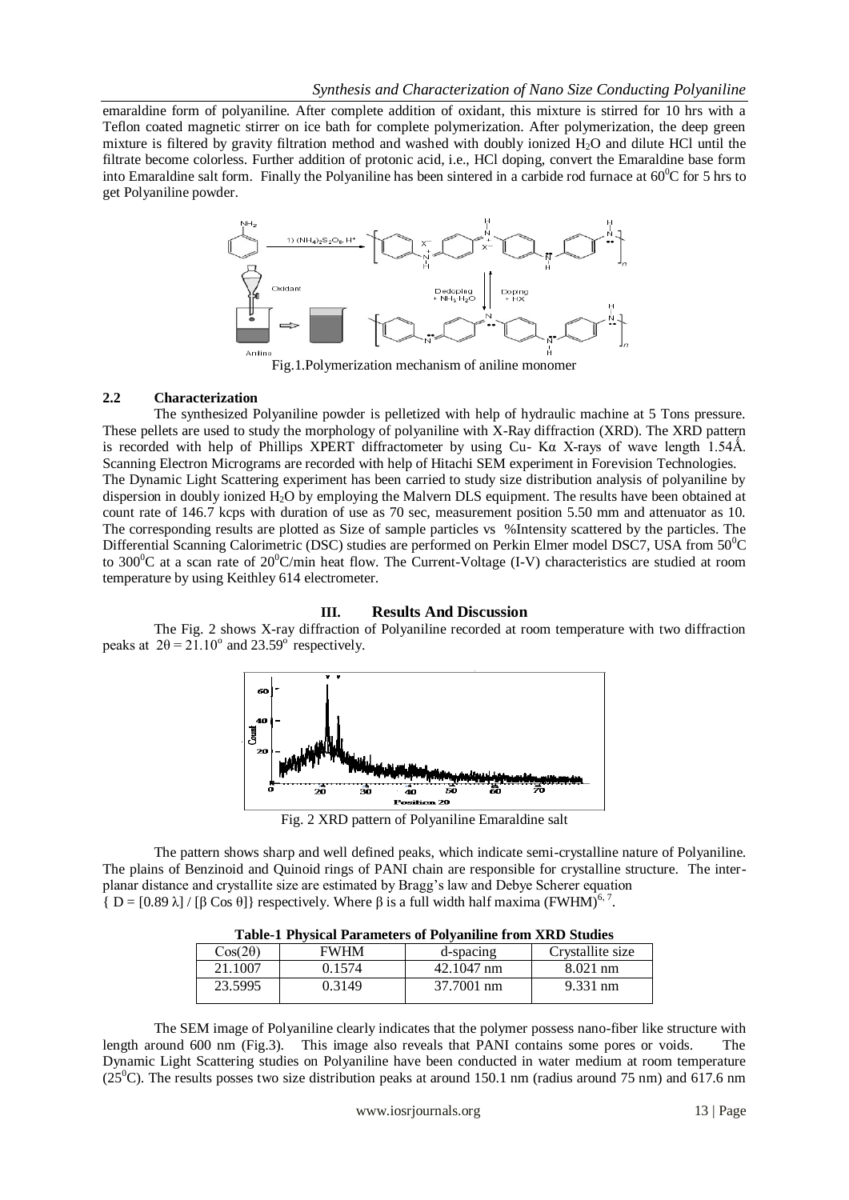emaraldine form of polyaniline. After complete addition of oxidant, this mixture is stirred for 10 hrs with a Teflon coated magnetic stirrer on ice bath for complete polymerization. After polymerization, the deep green mixture is filtered by gravity filtration method and washed with doubly ionized $H_2O$ and dilute HCl until the filtrate become colorless. Further addition of protonic acid, i.e., HCl doping, convert the Emaraldine base form into Emaraldine salt form. Finally the Polyaniline has been sintered in a carbide rod furnace at $60^0$C for 5 hrs to get Polyaniline powder.

Fig.1.Polymerization mechanism of aniline monomer

### 2.2 Characterization

The synthesized Polyaniline powder is pelletized with help of hydraulic machine at 5 Tons pressure. These pellets are used to study the morphology of polyaniline with X-Ray diffraction (XRD). The XRD pattern is recorded with help of Phillips XPERT diffractometer by using Cu- Kα X-rays of wave length 1.54Å. Scanning Electron Micrograms are recorded with help of Hitachi SEM experiment in Forevision Technologies.
The Dynamic Light Scattering experiment has been carried to study size distribution analysis of polyaniline by dispersion in doubly ionized $H_2O$ by employing the Malvern DLS equipment. The results have been obtained at count rate of 146.7 kcps with duration of use as 70 sec, measurement position 5.50 mm and attenuator as 10. The corresponding results are plotted as Size of sample particles vs %Intensity scattered by the particles. The Differential Scanning Calorimetric (DSC) studies are performed on Perkin Elmer model DSC7, USA from $50^0$C to $300^0$C at a scan rate of $20^0$C/min heat flow. The Current-Voltage (I-V) characteristics are studied at room temperature by using Keithley 614 electrometer.

## III. Results And Discussion

The Fig. 2 shows X-ray diffraction of Polyaniline recorded at room temperature with two diffraction peaks at $2\theta = 21.10^o$ and $23.59^o$ respectively.

Fig. 2 XRD pattern of Polyaniline Emaraldine salt

The pattern shows sharp and well defined peaks, which indicate semi-crystalline nature of Polyaniline. The plains of Benzinoid and Quinoid rings of PANI chain are responsible for crystalline structure. The inter-planar distance and crystallite size are estimated by Bragg's law and Debye Scherer equation $\{ D = [0.89 \lambda] / [\beta \cos \theta]\}$ respectively. Where β is a full width half maxima (FWHM)[6, 7].

**Table-1 Physical Parameters of Polyaniline from XRD Studies**

| Cos(2θ) | FWHM | d-spacing | Crystallite size |
|---|---|---|---|
| 21.1007 | 0.1574 | 42.1047 nm | 8.021 nm |
| 23.5995 | 0.3149 | 37.7001 nm | 9.331 nm |

The SEM image of Polyaniline clearly indicates that the polymer possess nano-fiber like structure with length around 600 nm (Fig.3). This image also reveals that PANI contains some pores or voids. The Dynamic Light Scattering studies on Polyaniline have been conducted in water medium at room temperature ($25^0$C). The results posses two size distribution peaks at around 150.1 nm (radius around 75 nm) and 617.6 nm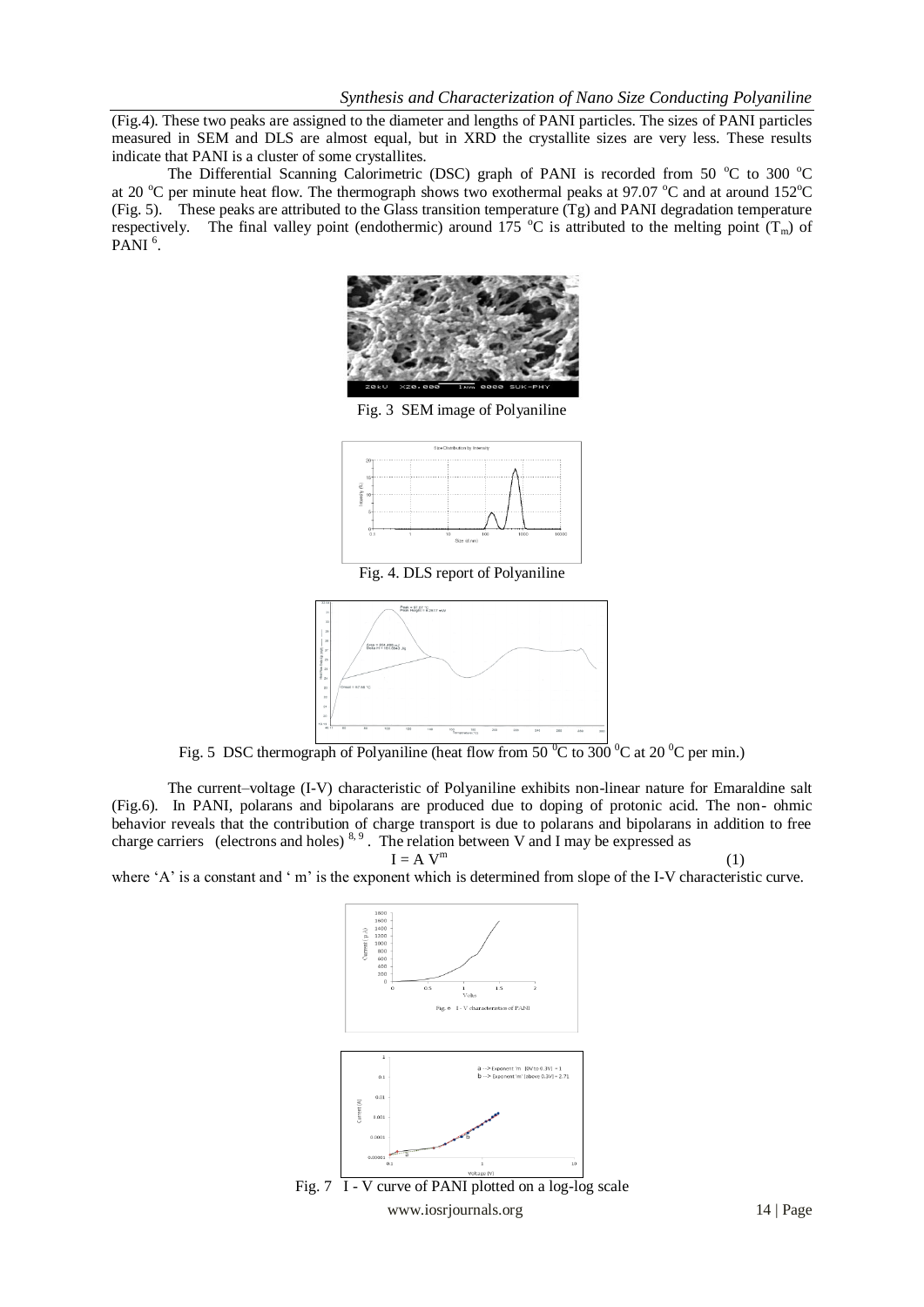(Fig.4). These two peaks are assigned to the diameter and lengths of PANI particles. The sizes of PANI particles measured in SEM and DLS are almost equal, but in XRD the crystallite sizes are very less. These results indicate that PANI is a cluster of some crystallites.

The Differential Scanning Calorimetric (DSC) graph of PANI is recorded from 50 $^{o}$C to 300 $^{o}$C at 20 $^{o}$C per minute heat flow. The thermograph shows two exothermal peaks at 97.07 $^{o}$C and at around 152$^{o}$C (Fig. 5). These peaks are attributed to the Glass transition temperature (Tg) and PANI degradation temperature respectively. The final valley point (endothermic) around 175 $^{o}$C is attributed to the melting point ($T_m$) of PANI [6].

Fig. 3 SEM image of Polyaniline

Fig. 4. DLS report of Polyaniline

Fig. 5 DSC thermograph of Polyaniline (heat flow from 50 $^{0}$C to 300 $^{0}$C at 20 $^{0}$C per min.)

The current–voltage (I-V) characteristic of Polyaniline exhibits non-linear nature for Emaraldine salt (Fig.6). In PANI, polarans and bipolarans are produced due to doping of protonic acid. The non- ohmic behavior reveals that the contribution of charge transport is due to polarans and bipolarans in addition to free charge carriers (electrons and holes) [8, 9]. The relation between V and I may be expressed as

$$I = A\ V^{m} \qquad (1)$$

where 'A' is a constant and ' m' is the exponent which is determined from slope of the I-V characteristic curve.

Fig. 6 I - V characteristics of PANI

Fig. 7 I - V curve of PANI plotted on a log-log scale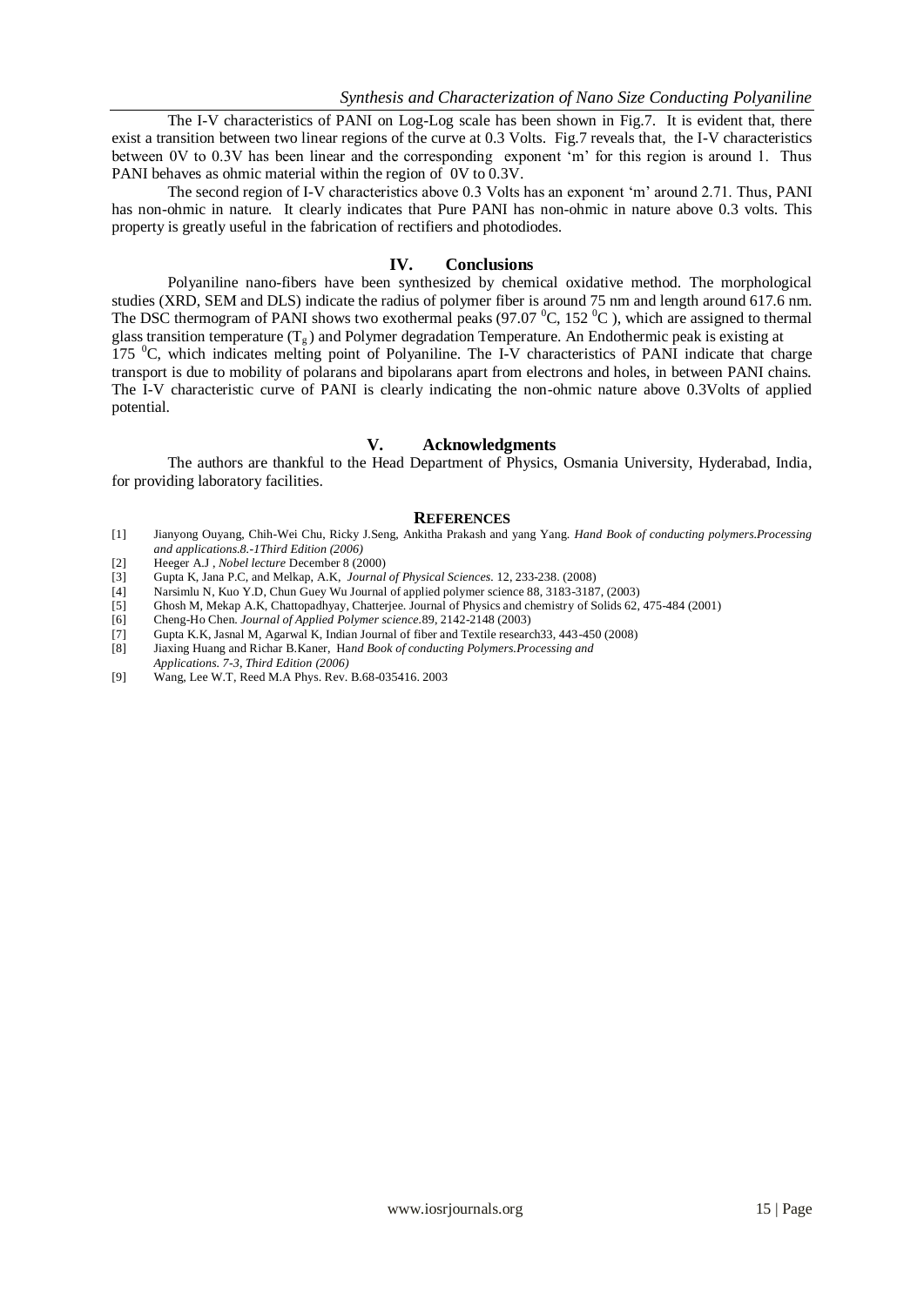The I-V characteristics of PANI on Log-Log scale has been shown in Fig.7. It is evident that, there exist a transition between two linear regions of the curve at 0.3 Volts. Fig.7 reveals that, the I-V characteristics between 0V to 0.3V has been linear and the corresponding exponent 'm' for this region is around 1. Thus PANI behaves as ohmic material within the region of 0V to 0.3V.

The second region of I-V characteristics above 0.3 Volts has an exponent 'm' around 2.71. Thus, PANI has non-ohmic in nature. It clearly indicates that Pure PANI has non-ohmic in nature above 0.3 volts. This property is greatly useful in the fabrication of rectifiers and photodiodes.

## IV. Conclusions

Polyaniline nano-fibers have been synthesized by chemical oxidative method. The morphological studies (XRD, SEM and DLS) indicate the radius of polymer fiber is around 75 nm and length around 617.6 nm. The DSC thermogram of PANI shows two exothermal peaks (97.07 $^0$C, 152 $^0$C ), which are assigned to thermal glass transition temperature ($T_g$) and Polymer degradation Temperature. An Endothermic peak is existing at 175 $^0$C, which indicates melting point of Polyaniline. The I-V characteristics of PANI indicate that charge transport is due to mobility of polarans and bipolarans apart from electrons and holes, in between PANI chains. The I-V characteristic curve of PANI is clearly indicating the non-ohmic nature above 0.3Volts of applied potential.

## V. Acknowledgments

The authors are thankful to the Head Department of Physics, Osmania University, Hyderabad, India, for providing laboratory facilities.

## REFERENCES

[1] Jianyong Ouyang, Chih-Wei Chu, Ricky J.Seng, Ankitha Prakash and yang Yang. *Hand Book of conducting polymers.Processing and applications.8.-1Third Edition (2006)*

[2] Heeger A.J , *Nobel lecture* December 8 (2000)

[3] Gupta K, Jana P.C, and Melkap, A.K, *Journal of Physical Sciences.* 12, 233-238. (2008)

[4] Narsimlu N, Kuo Y.D, Chun Guey Wu Journal of applied polymer science 88, 3183-3187, (2003)

[5] Ghosh M, Mekap A.K, Chattopadhyay, Chatterjee. Journal of Physics and chemistry of Solids 62, 475-484 (2001)

[6] Cheng-Ho Chen. *Journal of Applied Polymer science.*89, 2142-2148 (2003)

[7] Gupta K.K, Jasnal M, Agarwal K, Indian Journal of fiber and Textile research33, 443-450 (2008)

[8] Jiaxing Huang and Richar B.Kaner, H*and Book of conducting Polymers.Processing and Applications. 7-3, Third Edition (2006)*

[9] Wang, Lee W.T, Reed M.A Phys. Rev. B.68-035416. 2003